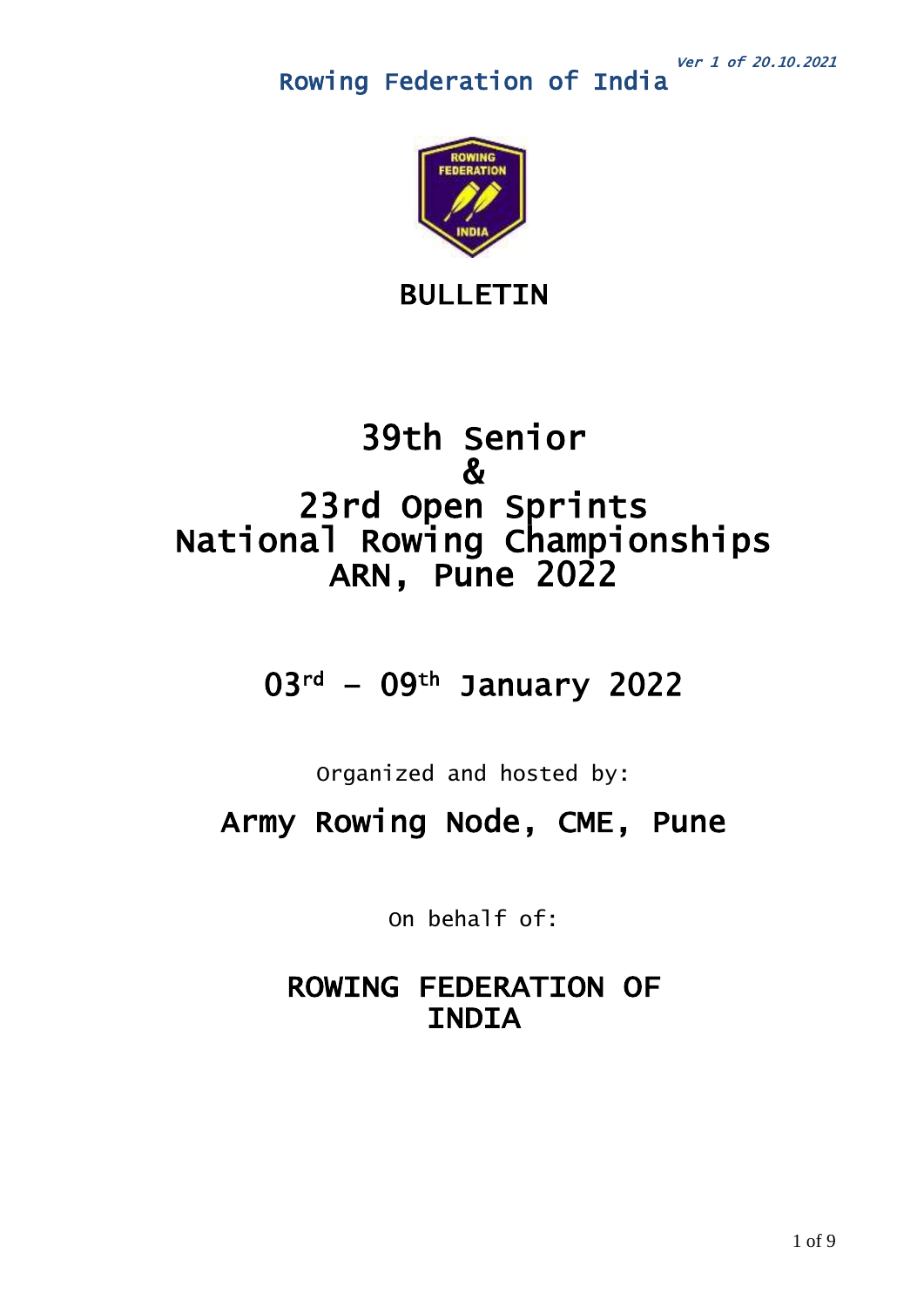*Ver 1 of 20.10.2021*

Rowing Federation of India

# BULLETIN

# 39th Senior
# &
# 23rd Open Sprints
# National Rowing Championships
# ARN, Pune 2022

## 03rd – 09th January 2022

Organized and hosted by:

## Army Rowing Node, CME, Pune

On behalf of:

## ROWING FEDERATION OF INDIA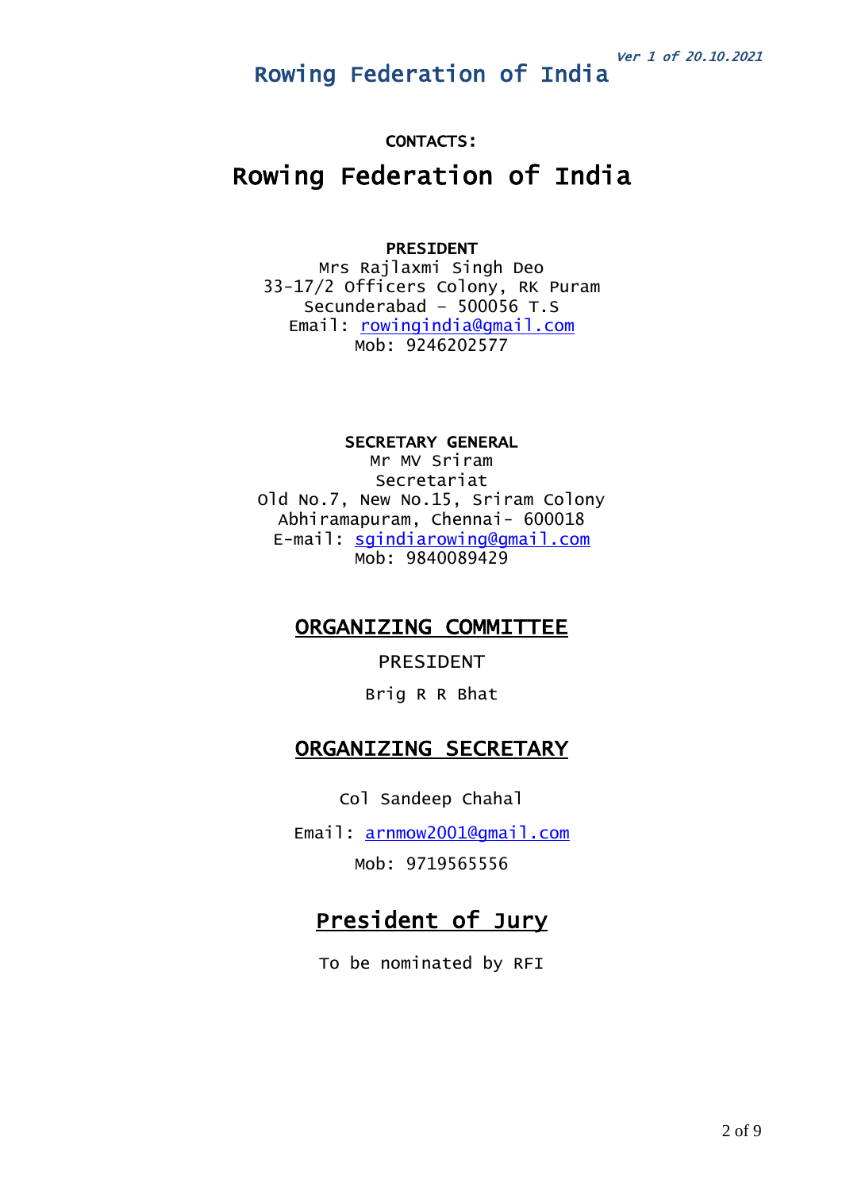**CONTACTS:**

# Rowing Federation of India

**PRESIDENT**

Mrs Rajlaxmi Singh Deo
33-17/2 Officers Colony, RK Puram
Secunderabad – 500056 T.S
Email: rowingindia@gmail.com
Mob: 9246202577

**SECRETARY GENERAL**

Mr MV Sriram
Secretariat
Old No.7, New No.15, Sriram Colony
Abhiramapuram, Chennai- 600018
E-mail: sgindiarowing@gmail.com
Mob: 9840089429

## ORGANIZING COMMITTEE

PRESIDENT

Brig R R Bhat

## ORGANIZING SECRETARY

Col Sandeep Chahal

Email: arnmow2001@gmail.com

Mob: 9719565556

## President of Jury

To be nominated by RFI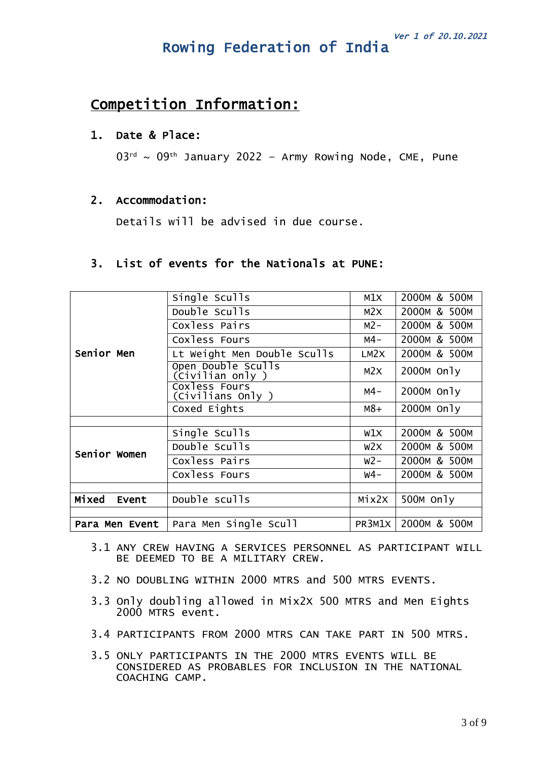*Ver 1 of 20.10.2021*

# Rowing Federation of India

## Competition Information:

### 1. Date & Place:

$03^{rd}$ ~ $09^{th}$ January 2022 – Army Rowing Node, CME, Pune

### 2. Accommodation:

Details will be advised in due course.

### 3. List of events for the Nationals at PUNE:

| | | | |
|---|---|---|---|
| **Senior Men** | Single Sculls | M1X | 2000M & 500M |
| | Double Sculls | M2X | 2000M & 500M |
| | Coxless Pairs | M2- | 2000M & 500M |
| | Coxless Fours | M4- | 2000M & 500M |
| | Lt Weight Men Double Sculls | LM2X | 2000M & 500M |
| | Open Double Sculls (Civilian only ) | M2X | 2000M Only |
| | Coxless Fours (Civilians Only ) | M4- | 2000M Only |
| | Coxed Eights | M8+ | 2000M Only |
| | | | |
| **Senior Women** | Single Sculls | W1X | 2000M & 500M |
| | Double Sculls | W2X | 2000M & 500M |
| | Coxless Pairs | W2- | 2000M & 500M |
| | Coxless Fours | W4- | 2000M & 500M |
| | | | |
| **Mixed Event** | Double sculls | Mix2X | 500M Only |
| | | | |
| **Para Men Event** | Para Men Single Scull | PR3M1X | 2000M & 500M |

3.1 ANY CREW HAVING A SERVICES PERSONNEL AS PARTICIPANT WILL BE DEEMED TO BE A MILITARY CREW.

3.2 NO DOUBLING WITHIN 2000 MTRS and 500 MTRS EVENTS.

3.3 Only doubling allowed in Mix2X 500 MTRS and Men Eights 2000 MTRS event.

3.4 PARTICIPANTS FROM 2000 MTRS CAN TAKE PART IN 500 MTRS.

3.5 ONLY PARTICIPANTS IN THE 2000 MTRS EVENTS WILL BE CONSIDERED AS PROBABLES FOR INCLUSION IN THE NATIONAL COACHING CAMP.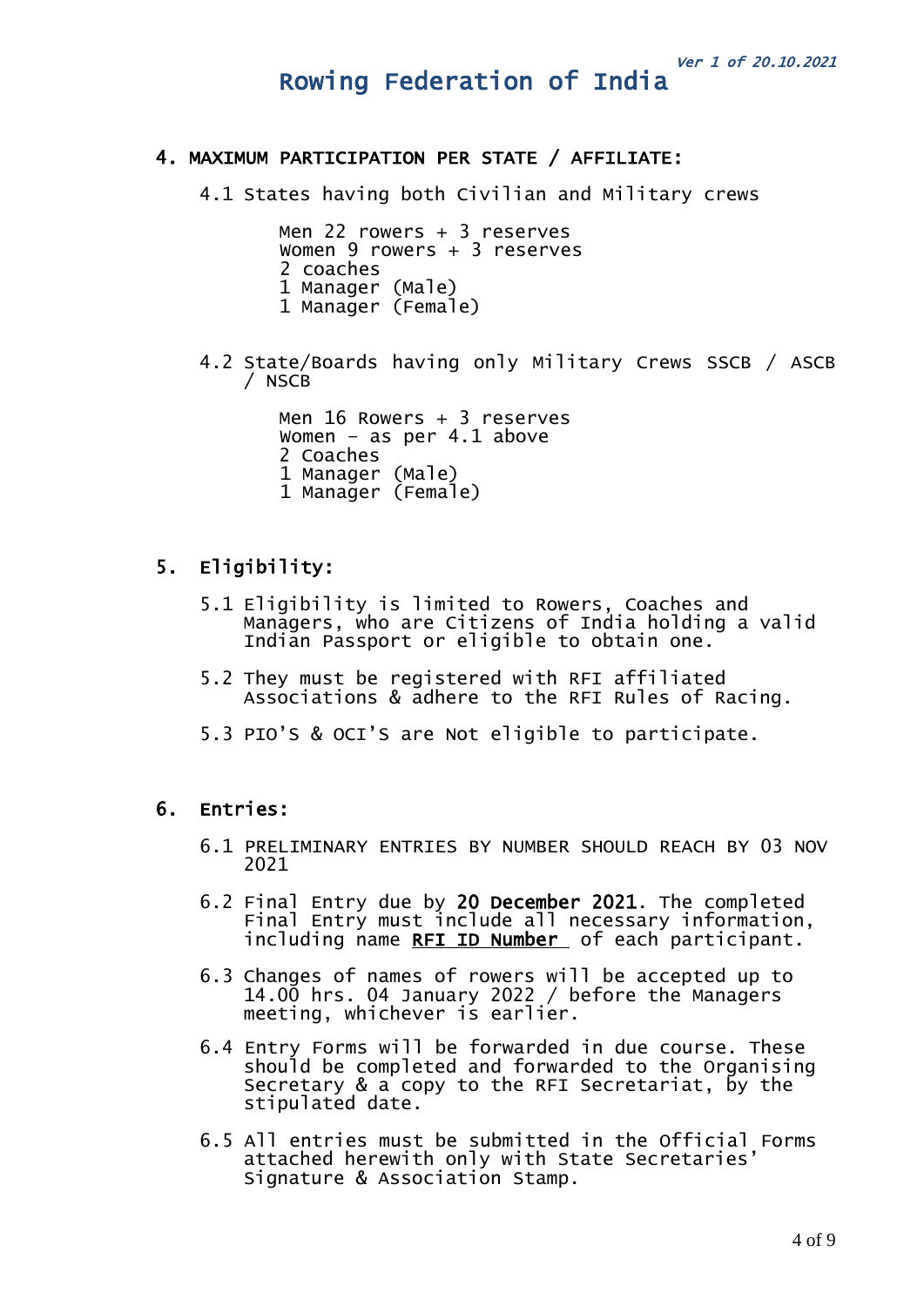## 4. MAXIMUM PARTICIPATION PER STATE / AFFILIATE:

4.1 States having both Civilian and Military crews

Men 22 rowers + 3 reserves
Women 9 rowers + 3 reserves
2 coaches
1 Manager (Male)
1 Manager (Female)

4.2 State/Boards having only Military Crews SSCB / ASCB / NSCB

Men 16 Rowers + 3 reserves
Women – as per 4.1 above
2 Coaches
1 Manager (Male)
1 Manager (Female)

## 5. Eligibility:

5.1 Eligibility is limited to Rowers, Coaches and Managers, who are Citizens of India holding a valid Indian Passport or eligible to obtain one.

5.2 They must be registered with RFI affiliated Associations & adhere to the RFI Rules of Racing.

5.3 PIO'S & OCI'S are Not eligible to participate.

## 6. Entries:

6.1 PRELIMINARY ENTRIES BY NUMBER SHOULD REACH BY 03 NOV 2021

6.2 Final Entry due by **20 December 2021**. The completed Final Entry must include all necessary information, including name **RFI ID Number** of each participant.

6.3 Changes of names of rowers will be accepted up to 14.00 hrs. 04 January 2022 / before the Managers meeting, whichever is earlier.

6.4 Entry Forms will be forwarded in due course. These should be completed and forwarded to the Organising Secretary & a copy to the RFI Secretariat, by the stipulated date.

6.5 All entries must be submitted in the Official Forms attached herewith only with State Secretaries' Signature & Association Stamp.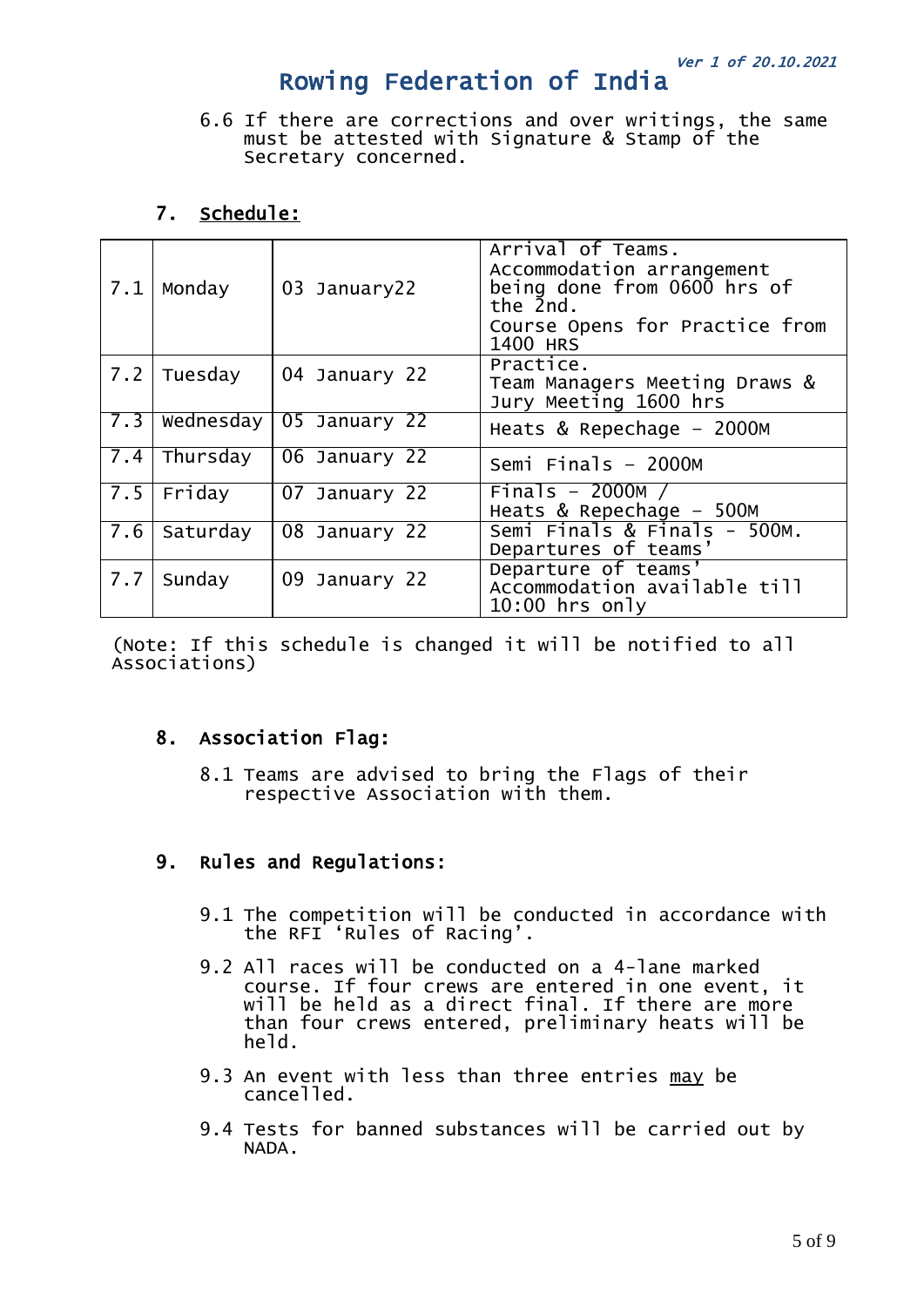6.6 If there are corrections and over writings, the same must be attested with Signature & Stamp of the Secretary concerned.

## 7. Schedule:

| | | | |
|---|---|---|---|
| 7.1 | Monday | 03 January22 | Arrival of Teams. Accommodation arrangement being done from 0600 hrs of the 2nd. Course Opens for Practice from 1400 HRS |
| 7.2 | Tuesday | 04 January 22 | Practice. Team Managers Meeting Draws & Jury Meeting 1600 hrs |
| 7.3 | Wednesday | 05 January 22 | Heats & Repechage – 2000M |
| 7.4 | Thursday | 06 January 22 | Semi Finals – 2000M |
| 7.5 | Friday | 07 January 22 | Finals – 2000M / Heats & Repechage – 500M |
| 7.6 | Saturday | 08 January 22 | Semi Finals & Finals – 500M. Departures of teams' |
| 7.7 | Sunday | 09 January 22 | Departure of teams' Accommodation available till 10:00 hrs only |

(Note: If this schedule is changed it will be notified to all Associations)

## 8. Association Flag:

8.1 Teams are advised to bring the Flags of their respective Association with them.

## 9. Rules and Regulations:

9.1 The competition will be conducted in accordance with the RFI 'Rules of Racing'.

9.2 All races will be conducted on a 4-lane marked course. If four crews are entered in one event, it will be held as a direct final. If there are more than four crews entered, preliminary heats will be held.

9.3 An event with less than three entries <u>may</u> be cancelled.

9.4 Tests for banned substances will be carried out by NADA.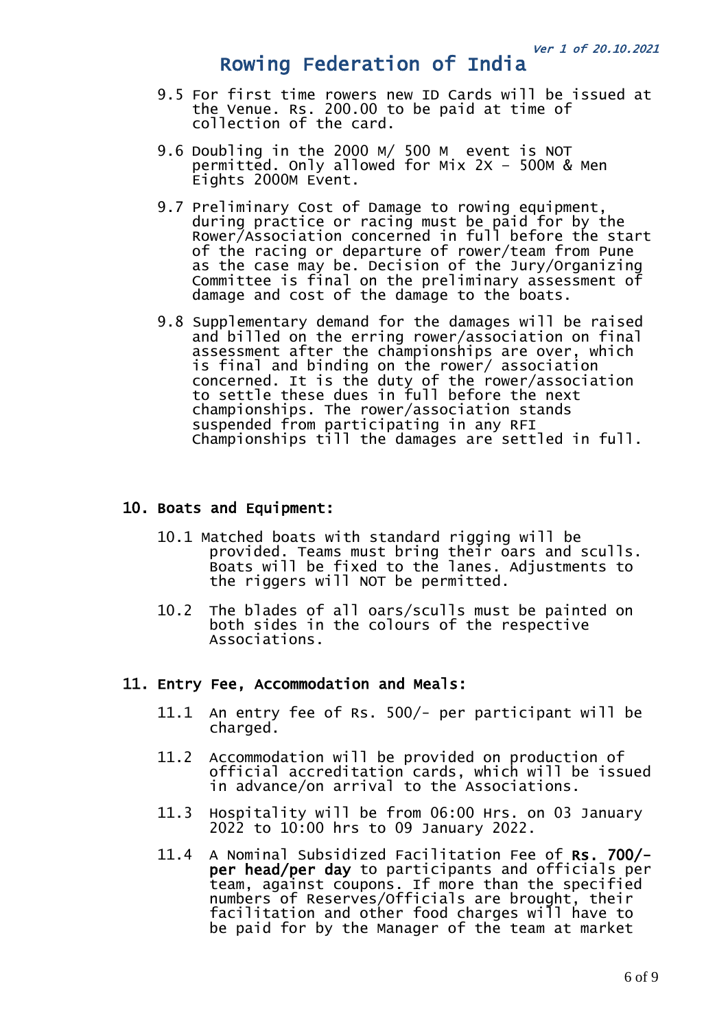9.5 For first time rowers new ID Cards will be issued at the Venue. Rs. 200.00 to be paid at time of collection of the card.

9.6 Doubling in the 2000 M/ 500 M event is NOT permitted. Only allowed for Mix 2X – 500M & Men Eights 2000M Event.

9.7 Preliminary Cost of Damage to rowing equipment, during practice or racing must be paid for by the Rower/Association concerned in full before the start of the racing or departure of rower/team from Pune as the case may be. Decision of the Jury/Organizing Committee is final on the preliminary assessment of damage and cost of the damage to the boats.

9.8 Supplementary demand for the damages will be raised and billed on the erring rower/association on final assessment after the championships are over, which is final and binding on the rower/ association concerned. It is the duty of the rower/association to settle these dues in full before the next championships. The rower/association stands suspended from participating in any RFI Championships till the damages are settled in full.

## 10. Boats and Equipment:

10.1 Matched boats with standard rigging will be provided. Teams must bring their oars and sculls. Boats will be fixed to the lanes. Adjustments to the riggers will NOT be permitted.

10.2 The blades of all oars/sculls must be painted on both sides in the colours of the respective Associations.

## 11. Entry Fee, Accommodation and Meals:

11.1 An entry fee of Rs. 500/- per participant will be charged.

11.2 Accommodation will be provided on production of official accreditation cards, which will be issued in advance/on arrival to the Associations.

11.3 Hospitality will be from 06:00 Hrs. on 03 January 2022 to 10:00 hrs to 09 January 2022.

11.4 A Nominal Subsidized Facilitation Fee of **Rs. 700/- per head/per day** to participants and officials per team, against coupons. If more than the specified numbers of Reserves/Officials are brought, their facilitation and other food charges will have to be paid for by the Manager of the team at market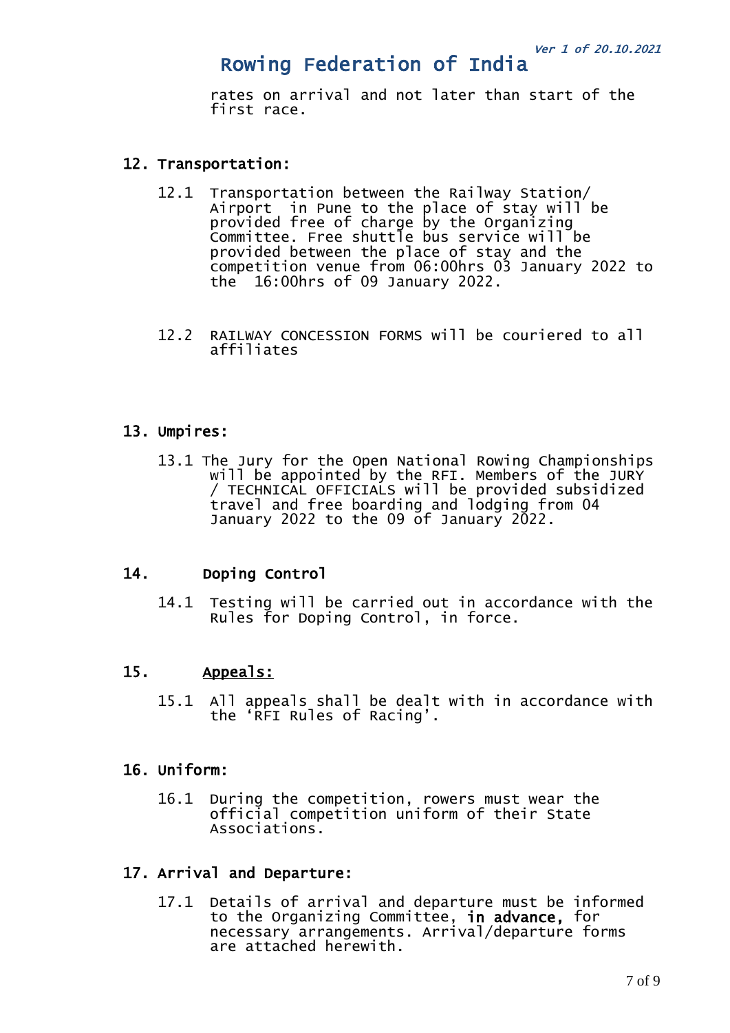rates on arrival and not later than start of the first race.

## 12. Transportation:

12.1 Transportation between the Railway Station/ Airport in Pune to the place of stay will be provided free of charge by the Organizing Committee. Free shuttle bus service will be provided between the place of stay and the competition venue from 06:00hrs 03 January 2022 to the 16:00hrs of 09 January 2022.

12.2 RAILWAY CONCESSION FORMS will be couriered to all affiliates

## 13. Umpires:

13.1 The Jury for the Open National Rowing Championships will be appointed by the RFI. Members of the JURY / TECHNICAL OFFICIALS will be provided subsidized travel and free boarding and lodging from 04 January 2022 to the 09 of January 2022.

## 14. Doping Control

14.1 Testing will be carried out in accordance with the Rules for Doping Control, in force.

## 15. Appeals:

15.1 All appeals shall be dealt with in accordance with the 'RFI Rules of Racing'.

## 16. Uniform:

16.1 During the competition, rowers must wear the official competition uniform of their State Associations.

## 17. Arrival and Departure:

17.1 Details of arrival and departure must be informed to the Organizing Committee, **in advance,** for necessary arrangements. Arrival/departure forms are attached herewith.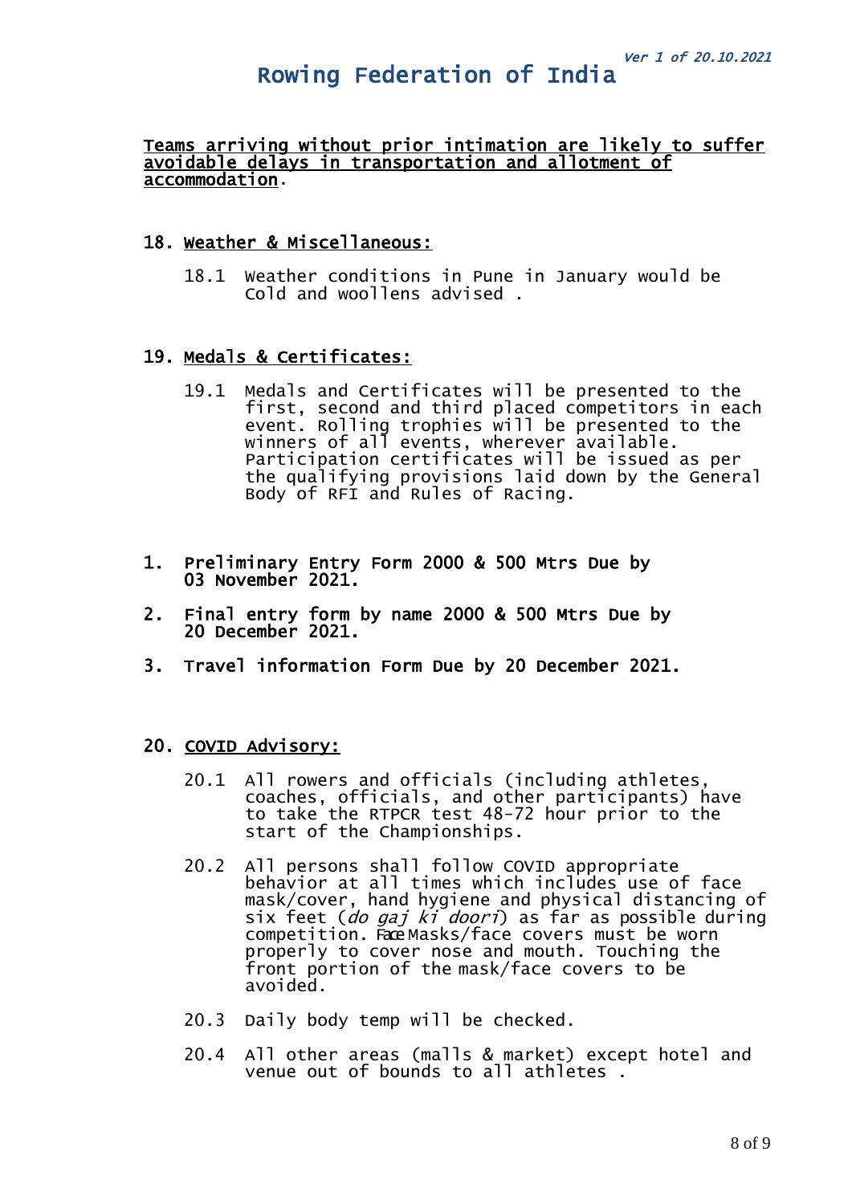**<u>Teams arriving without prior intimation are likely to suffer avoidable delays in transportation and allotment of accommodation</u>.**

## 18. <u>Weather & Miscellaneous:</u>

18.1 Weather conditions in Pune in January would be Cold and woollens advised .

## 19. <u>Medals & Certificates:</u>

19.1 Medals and Certificates will be presented to the first, second and third placed competitors in each event. Rolling trophies will be presented to the winners of all events, wherever available. Participation certificates will be issued as per the qualifying provisions laid down by the General Body of RFI and Rules of Racing.

1. **Preliminary Entry Form 2000 & 500 Mtrs Due by 03 November 2021.**
2. **Final entry form by name 2000 & 500 Mtrs Due by 20 December 2021.**
3. **Travel information Form Due by 20 December 2021.**

## 20. <u>COVID Advisory:</u>

20.1 All rowers and officials (including athletes, coaches, officials, and other participants) have to take the RTPCR test 48-72 hour prior to the start of the Championships.

20.2 All persons shall follow COVID appropriate behavior at all times which includes use of face mask/cover, hand hygiene and physical distancing of six feet (*do gaj ki doori*) as far as possible during competition. Face Masks/face covers must be worn properly to cover nose and mouth. Touching the front portion of the mask/face covers to be avoided.

20.3 Daily body temp will be checked.

20.4 All other areas (malls & market) except hotel and venue out of bounds to all athletes .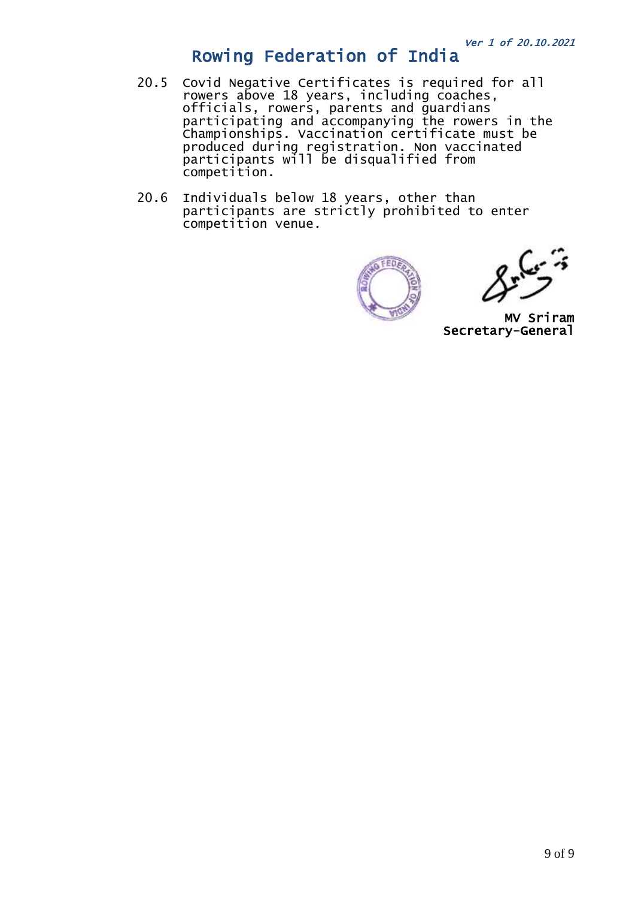20.5 Covid Negative Certificates is required for all rowers above 18 years, including coaches, officials, rowers, parents and guardians participating and accompanying the rowers in the Championships. Vaccination certificate must be produced during registration. Non vaccinated participants will be disqualified from competition.

20.6 Individuals below 18 years, other than participants are strictly prohibited to enter competition venue.

MV Sriram
Secretary-General